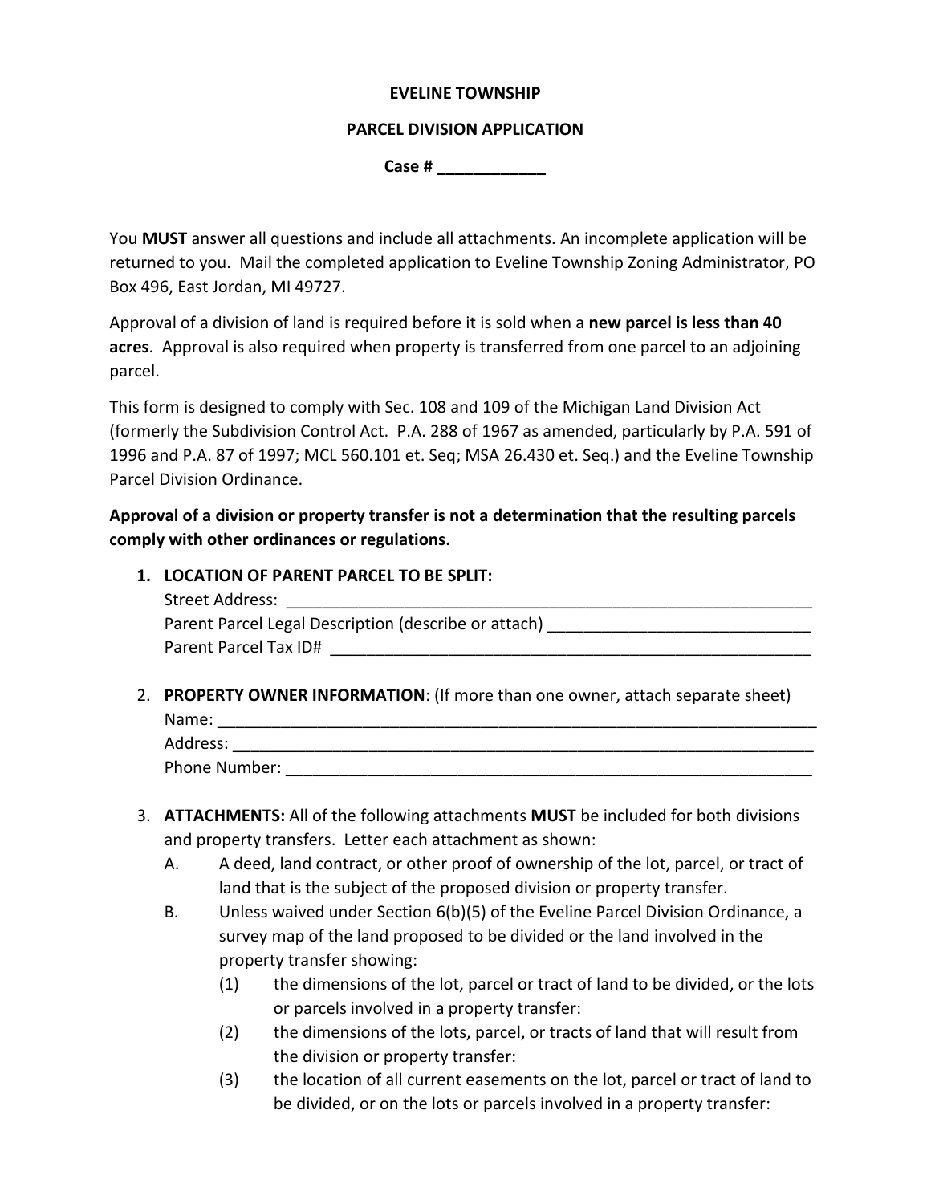**EVELINE TOWNSHIP**

**PARCEL DIVISION APPLICATION**

**Case # ____________**

You **MUST** answer all questions and include all attachments. An incomplete application will be returned to you. Mail the completed application to Eveline Township Zoning Administrator, PO Box 496, East Jordan, MI 49727.

Approval of a division of land is required before it is sold when a **new parcel is less than 40 acres**. Approval is also required when property is transferred from one parcel to an adjoining parcel.

This form is designed to comply with Sec. 108 and 109 of the Michigan Land Division Act (formerly the Subdivision Control Act. P.A. 288 of 1967 as amended, particularly by P.A. 591 of 1996 and P.A. 87 of 1997; MCL 560.101 et. Seq; MSA 26.430 et. Seq.) and the Eveline Township Parcel Division Ordinance.

**Approval of a division or property transfer is not a determination that the resulting parcels comply with other ordinances or regulations.**

1. **LOCATION OF PARENT PARCEL TO BE SPLIT:**
   Street Address: ____________________________________________________________
   Parent Parcel Legal Description (describe or attach) _____________________________
   Parent Parcel Tax ID# ______________________________________________________

2. **PROPERTY OWNER INFORMATION**: (If more than one owner, attach separate sheet)
   Name: ____________________________________________________________________
   Address: __________________________________________________________________
   Phone Number: _____________________________________________________________

3. **ATTACHMENTS:** All of the following attachments **MUST** be included for both divisions and property transfers. Letter each attachment as shown:
   - A. A deed, land contract, or other proof of ownership of the lot, parcel, or tract of land that is the subject of the proposed division or property transfer.
   - B. Unless waived under Section 6(b)(5) of the Eveline Parcel Division Ordinance, a survey map of the land proposed to be divided or the land involved in the property transfer showing:
     - (1) the dimensions of the lot, parcel or tract of land to be divided, or the lots or parcels involved in a property transfer:
     - (2) the dimensions of the lots, parcel, or tracts of land that will result from the division or property transfer:
     - (3) the location of all current easements on the lot, parcel or tract of land to be divided, or on the lots or parcels involved in a property transfer: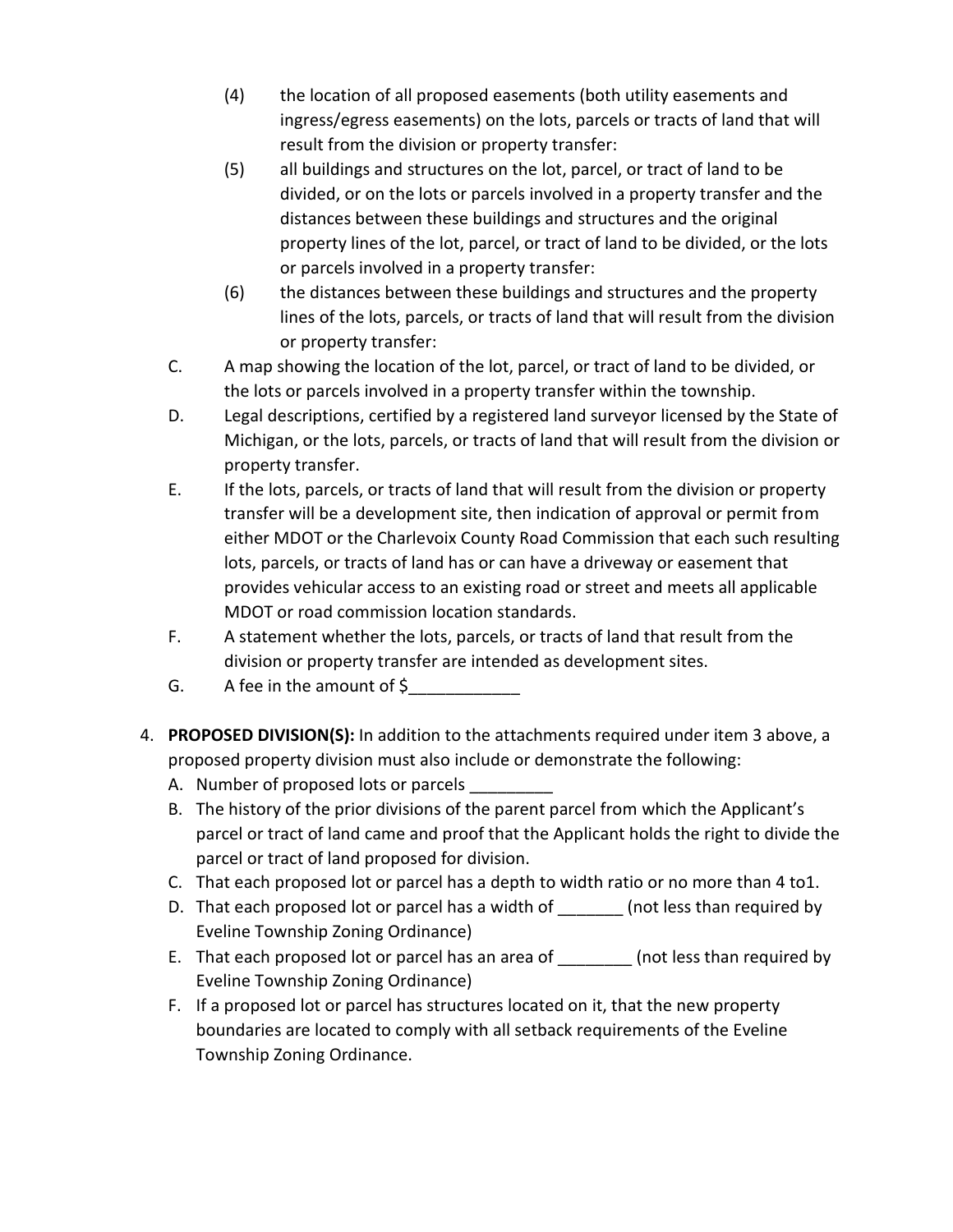(4) the location of all proposed easements (both utility easements and ingress/egress easements) on the lots, parcels or tracts of land that will result from the division or property transfer:

(5) all buildings and structures on the lot, parcel, or tract of land to be divided, or on the lots or parcels involved in a property transfer and the distances between these buildings and structures and the original property lines of the lot, parcel, or tract of land to be divided, or the lots or parcels involved in a property transfer:

(6) the distances between these buildings and structures and the property lines of the lots, parcels, or tracts of land that will result from the division or property transfer:

C. A map showing the location of the lot, parcel, or tract of land to be divided, or the lots or parcels involved in a property transfer within the township.

D. Legal descriptions, certified by a registered land surveyor licensed by the State of Michigan, or the lots, parcels, or tracts of land that will result from the division or property transfer.

E. If the lots, parcels, or tracts of land that will result from the division or property transfer will be a development site, then indication of approval or permit from either MDOT or the Charlevoix County Road Commission that each such resulting lots, parcels, or tracts of land has or can have a driveway or easement that provides vehicular access to an existing road or street and meets all applicable MDOT or road commission location standards.

F. A statement whether the lots, parcels, or tracts of land that result from the division or property transfer are intended as development sites.

G. A fee in the amount of $____________

4. **PROPOSED DIVISION(S):** In addition to the attachments required under item 3 above, a proposed property division must also include or demonstrate the following:
   A. Number of proposed lots or parcels _________
   B. The history of the prior divisions of the parent parcel from which the Applicant's parcel or tract of land came and proof that the Applicant holds the right to divide the parcel or tract of land proposed for division.
   C. That each proposed lot or parcel has a depth to width ratio or no more than 4 to1.
   D. That each proposed lot or parcel has a width of _______ (not less than required by Eveline Township Zoning Ordinance)
   E. That each proposed lot or parcel has an area of ________ (not less than required by Eveline Township Zoning Ordinance)
   F. If a proposed lot or parcel has structures located on it, that the new property boundaries are located to comply with all setback requirements of the Eveline Township Zoning Ordinance.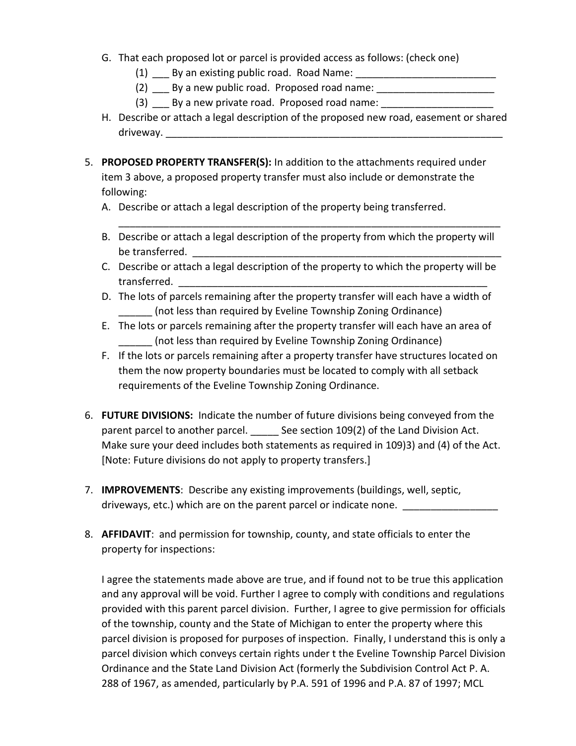G. That each proposed lot or parcel is provided access as follows: (check one)
   (1) ___ By an existing public road. Road Name: _________________________
   (2) ___ By a new public road. Proposed road name: _____________________
   (3) ___ By a new private road. Proposed road name: ____________________
H. Describe or attach a legal description of the proposed new road, easement or shared driveway. _______________________________________________________________

5. **PROPOSED PROPERTY TRANSFER(S):** In addition to the attachments required under item 3 above, a proposed property transfer must also include or demonstrate the following:
   A. Describe or attach a legal description of the property being transferred.
   _____________________________________________________________________
   B. Describe or attach a legal description of the property from which the property will be transferred. _______________________________________________________
   C. Describe or attach a legal description of the property to which the property will be transferred. _______________________________________________________
   D. The lots of parcels remaining after the property transfer will each have a width of ______ (not less than required by Eveline Township Zoning Ordinance)
   E. The lots or parcels remaining after the property transfer will each have an area of ______ (not less than required by Eveline Township Zoning Ordinance)
   F. If the lots or parcels remaining after a property transfer have structures located on them the now property boundaries must be located to comply with all setback requirements of the Eveline Township Zoning Ordinance.

6. **FUTURE DIVISIONS:** Indicate the number of future divisions being conveyed from the parent parcel to another parcel. _____ See section 109(2) of the Land Division Act. Make sure your deed includes both statements as required in 109)3) and (4) of the Act. [Note: Future divisions do not apply to property transfers.]

7. **IMPROVEMENTS**: Describe any existing improvements (buildings, well, septic, driveways, etc.) which are on the parent parcel or indicate none. _________________

8. **AFFIDAVIT**: and permission for township, county, and state officials to enter the property for inspections:

   I agree the statements made above are true, and if found not to be true this application and any approval will be void. Further I agree to comply with conditions and regulations provided with this parent parcel division. Further, I agree to give permission for officials of the township, county and the State of Michigan to enter the property where this parcel division is proposed for purposes of inspection. Finally, I understand this is only a parcel division which conveys certain rights under t the Eveline Township Parcel Division Ordinance and the State Land Division Act (formerly the Subdivision Control Act P. A. 288 of 1967, as amended, particularly by P.A. 591 of 1996 and P.A. 87 of 1997; MCL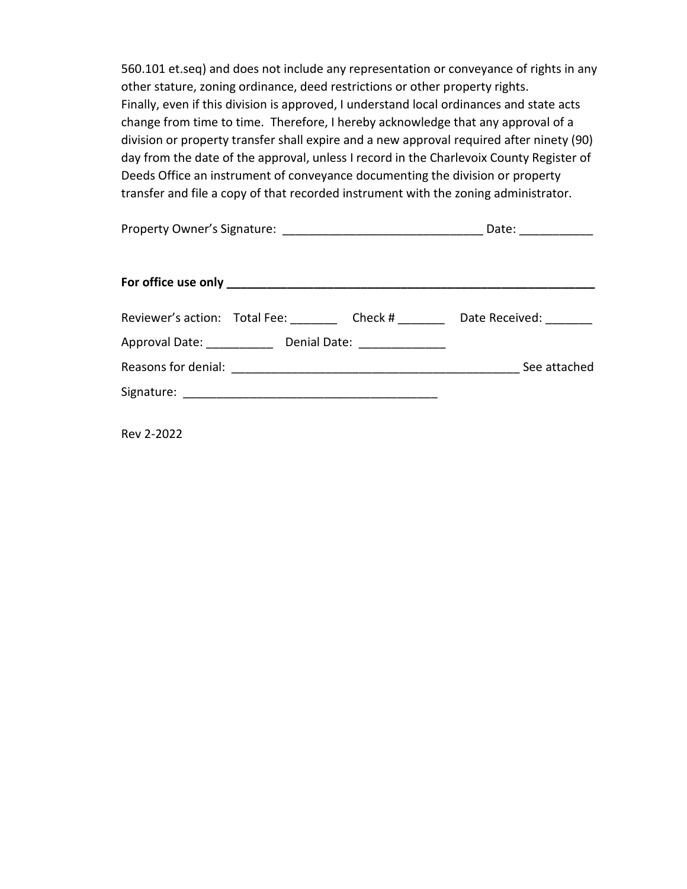560.101 et.seq) and does not include any representation or conveyance of rights in any other stature, zoning ordinance, deed restrictions or other property rights.
Finally, even if this division is approved, I understand local ordinances and state acts change from time to time. Therefore, I hereby acknowledge that any approval of a division or property transfer shall expire and a new approval required after ninety (90) day from the date of the approval, unless I record in the Charlevoix County Register of Deeds Office an instrument of conveyance documenting the division or property transfer and file a copy of that recorded instrument with the zoning administrator.

Property Owner's Signature: _____________________________ Date: ___________

**For office use only** _______________________________________________________

Reviewer's action: Total Fee: _______ Check # _______ Date Received: _______

Approval Date: __________ Denial Date: _____________

Reasons for denial: ___________________________________________ See attached

Signature: ______________________________________

Rev 2-2022